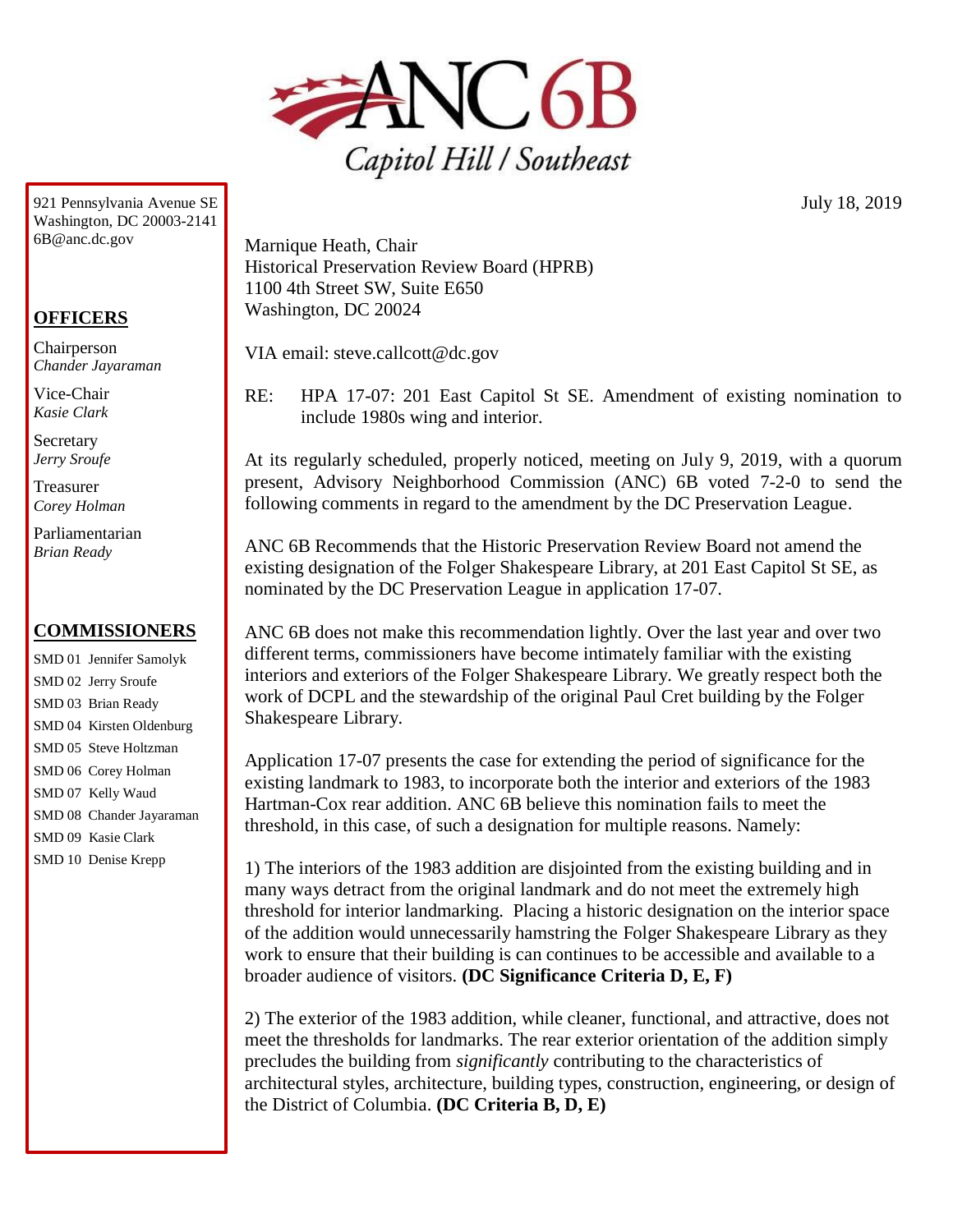# ANC 6B

Capitol Hill / Southeast

921 Pennsylvania Avenue SE
Washington, DC 20003-2141
6B@anc.dc.gov

**OFFICERS**

Chairperson
*Chander Jayaraman*

Vice-Chair
*Kasie Clark*

Secretary
*Jerry Sroufe*

Treasurer
*Corey Holman*

Parliamentarian
*Brian Ready*

**COMMISSIONERS**

SMD 01 Jennifer Samolyk
SMD 02 Jerry Sroufe
SMD 03 Brian Ready
SMD 04 Kirsten Oldenburg
SMD 05 Steve Holtzman
SMD 06 Corey Holman
SMD 07 Kelly Waud
SMD 08 Chander Jayaraman
SMD 09 Kasie Clark
SMD 10 Denise Krepp

July 18, 2019

Marnique Heath, Chair
Historical Preservation Review Board (HPRB)
1100 4th Street SW, Suite E650
Washington, DC 20024

VIA email: steve.callcott@dc.gov

RE: HPA 17-07: 201 East Capitol St SE. Amendment of existing nomination to include 1980s wing and interior.

At its regularly scheduled, properly noticed, meeting on July 9, 2019, with a quorum present, Advisory Neighborhood Commission (ANC) 6B voted 7-2-0 to send the following comments in regard to the amendment by the DC Preservation League.

ANC 6B Recommends that the Historic Preservation Review Board not amend the existing designation of the Folger Shakespeare Library, at 201 East Capitol St SE, as nominated by the DC Preservation League in application 17-07.

ANC 6B does not make this recommendation lightly. Over the last year and over two different terms, commissioners have become intimately familiar with the existing interiors and exteriors of the Folger Shakespeare Library. We greatly respect both the work of DCPL and the stewardship of the original Paul Cret building by the Folger Shakespeare Library.

Application 17-07 presents the case for extending the period of significance for the existing landmark to 1983, to incorporate both the interior and exteriors of the 1983 Hartman-Cox rear addition. ANC 6B believe this nomination fails to meet the threshold, in this case, of such a designation for multiple reasons. Namely:

1) The interiors of the 1983 addition are disjointed from the existing building and in many ways detract from the original landmark and do not meet the extremely high threshold for interior landmarking. Placing a historic designation on the interior space of the addition would unnecessarily hamstring the Folger Shakespeare Library as they work to ensure that their building is can continues to be accessible and available to a broader audience of visitors. **(DC Significance Criteria D, E, F)**

2) The exterior of the 1983 addition, while cleaner, functional, and attractive, does not meet the thresholds for landmarks. The rear exterior orientation of the addition simply precludes the building from *significantly* contributing to the characteristics of architectural styles, architecture, building types, construction, engineering, or design of the District of Columbia. **(DC Criteria B, D, E)**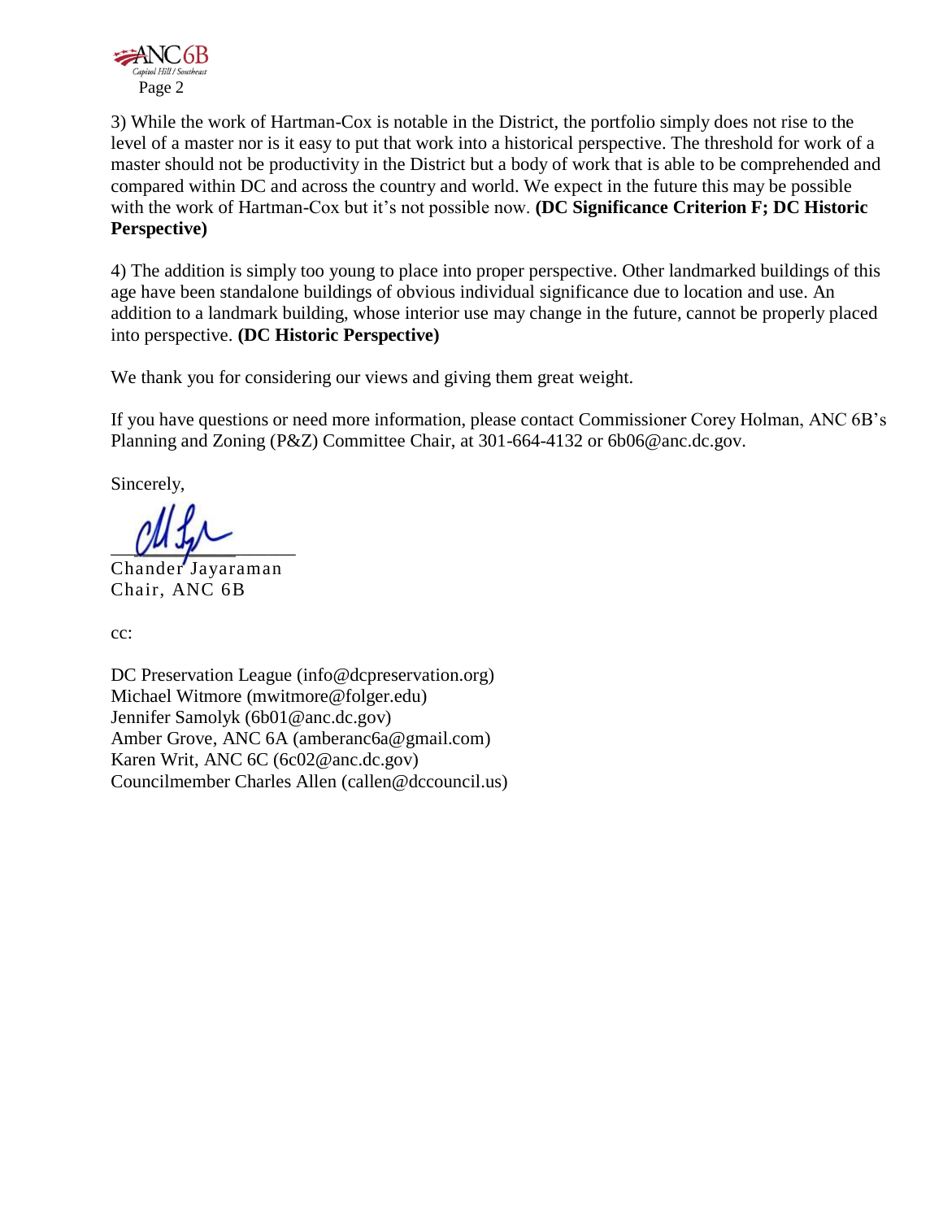3) While the work of Hartman-Cox is notable in the District, the portfolio simply does not rise to the level of a master nor is it easy to put that work into a historical perspective. The threshold for work of a master should not be productivity in the District but a body of work that is able to be comprehended and compared within DC and across the country and world. We expect in the future this may be possible with the work of Hartman-Cox but it's not possible now. **(DC Significance Criterion F; DC Historic Perspective)**

4) The addition is simply too young to place into proper perspective. Other landmarked buildings of this age have been standalone buildings of obvious individual significance due to location and use. An addition to a landmark building, whose interior use may change in the future, cannot be properly placed into perspective. **(DC Historic Perspective)**

We thank you for considering our views and giving them great weight.

If you have questions or need more information, please contact Commissioner Corey Holman, ANC 6B's Planning and Zoning (P&Z) Committee Chair, at 301-664-4132 or 6b06@anc.dc.gov.

Sincerely,

Chander Jayaraman
Chair, ANC 6B

cc:

DC Preservation League (info@dcpreservation.org)
Michael Witmore (mwitmore@folger.edu)
Jennifer Samolyk (6b01@anc.dc.gov)
Amber Grove, ANC 6A (amberanc6a@gmail.com)
Karen Writ, ANC 6C (6c02@anc.dc.gov)
Councilmember Charles Allen (callen@dccouncil.us)